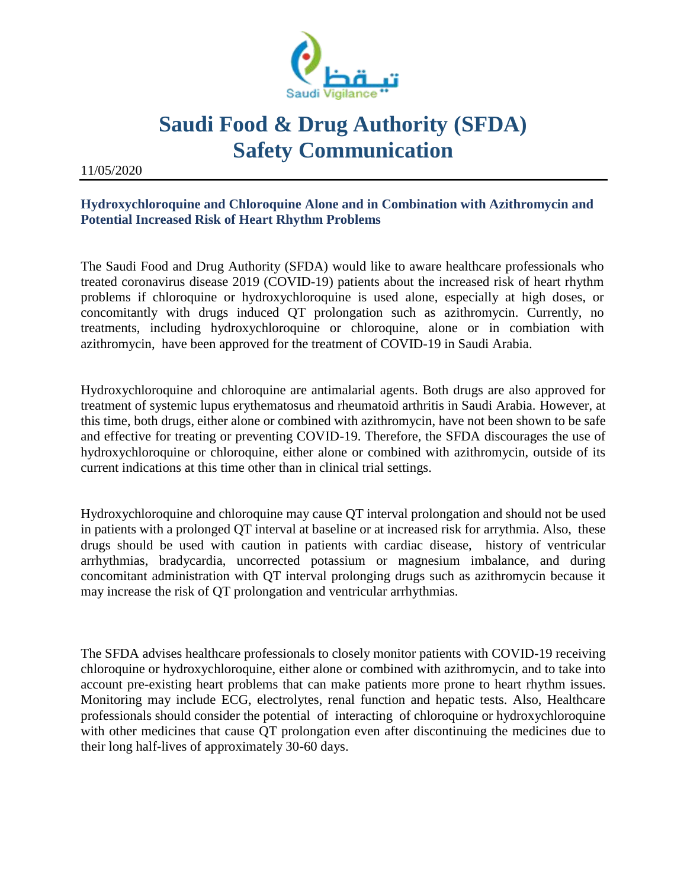# Saudi Food & Drug Authority (SFDA)
# Safety Communication

11/05/2020

### Hydroxychloroquine and Chloroquine Alone and in Combination with Azithromycin and Potential Increased Risk of Heart Rhythm Problems

The Saudi Food and Drug Authority (SFDA) would like to aware healthcare professionals who treated coronavirus disease 2019 (COVID-19) patients about the increased risk of heart rhythm problems if chloroquine or hydroxychloroquine is used alone, especially at high doses, or concomitantly with drugs induced QT prolongation such as azithromycin. Currently, no treatments, including hydroxychloroquine or chloroquine, alone or in combiation with azithromycin, have been approved for the treatment of COVID-19 in Saudi Arabia.

Hydroxychloroquine and chloroquine are antimalarial agents. Both drugs are also approved for treatment of systemic lupus erythematosus and rheumatoid arthritis in Saudi Arabia. However, at this time, both drugs, either alone or combined with azithromycin, have not been shown to be safe and effective for treating or preventing COVID-19. Therefore, the SFDA discourages the use of hydroxychloroquine or chloroquine, either alone or combined with azithromycin, outside of its current indications at this time other than in clinical trial settings.

Hydroxychloroquine and chloroquine may cause QT interval prolongation and should not be used in patients with a prolonged QT interval at baseline or at increased risk for arrythmia. Also, these drugs should be used with caution in patients with cardiac disease, history of ventricular arrhythmias, bradycardia, uncorrected potassium or magnesium imbalance, and during concomitant administration with QT interval prolonging drugs such as azithromycin because it may increase the risk of QT prolongation and ventricular arrhythmias.

The SFDA advises healthcare professionals to closely monitor patients with COVID-19 receiving chloroquine or hydroxychloroquine, either alone or combined with azithromycin, and to take into account pre-existing heart problems that can make patients more prone to heart rhythm issues. Monitoring may include ECG, electrolytes, renal function and hepatic tests. Also, Healthcare professionals should consider the potential of interacting of chloroquine or hydroxychloroquine with other medicines that cause QT prolongation even after discontinuing the medicines due to their long half-lives of approximately 30-60 days.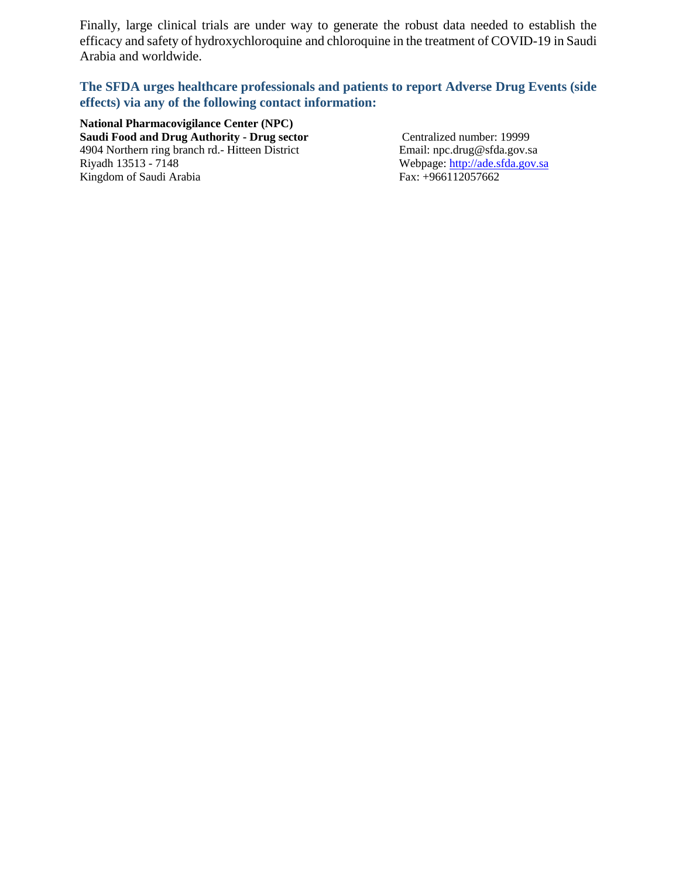Finally, large clinical trials are under way to generate the robust data needed to establish the efficacy and safety of hydroxychloroquine and chloroquine in the treatment of COVID-19 in Saudi Arabia and worldwide.

**The SFDA urges healthcare professionals and patients to report Adverse Drug Events (side effects) via any of the following contact information:**

**National Pharmacovigilance Center (NPC)**
**Saudi Food and Drug Authority - Drug sector**
4904 Northern ring branch rd.- Hitteen District
Riyadh 13513 - 7148
Kingdom of Saudi Arabia

Centralized number: 19999
Email: npc.drug@sfda.gov.sa
Webpage: http://ade.sfda.gov.sa
Fax: +966112057662